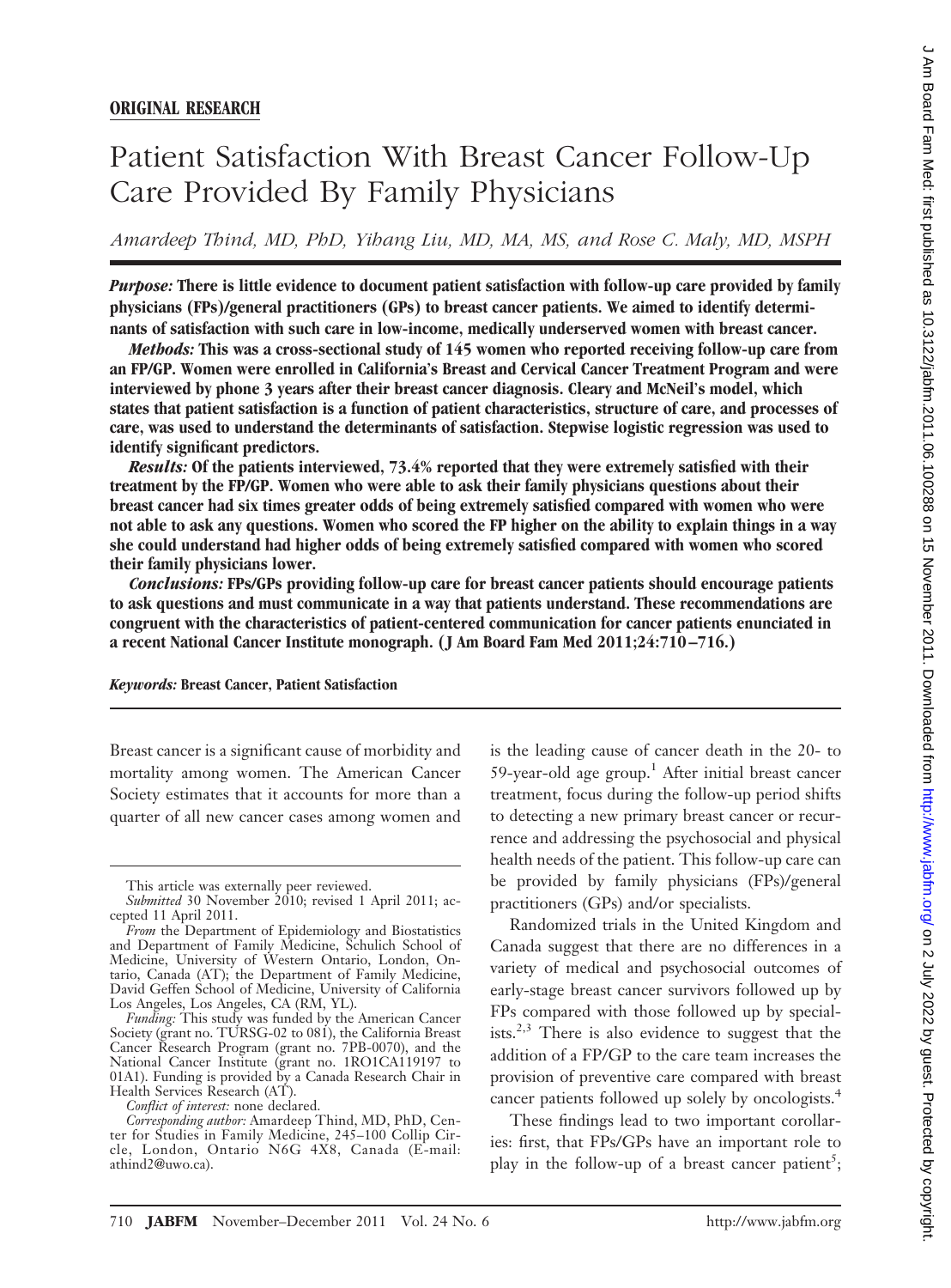**ORIGINAL RESEARCH**

# Patient Satisfaction With Breast Cancer Follow-Up Care Provided By Family Physicians

*Amardeep Thind, MD, PhD, Yihang Liu, MD, MA, MS, and Rose C. Maly, MD, MSPH*

***Purpose:*** **There is little evidence to document patient satisfaction with follow-up care provided by family physicians (FPs)/general practitioners (GPs) to breast cancer patients. We aimed to identify determinants of satisfaction with such care in low-income, medically underserved women with breast cancer.**

***Methods:*** **This was a cross-sectional study of 145 women who reported receiving follow-up care from an FP/GP. Women were enrolled in California's Breast and Cervical Cancer Treatment Program and were interviewed by phone 3 years after their breast cancer diagnosis. Cleary and McNeil's model, which states that patient satisfaction is a function of patient characteristics, structure of care, and processes of care, was used to understand the determinants of satisfaction. Stepwise logistic regression was used to identify significant predictors.**

***Results:*** **Of the patients interviewed, 73.4% reported that they were extremely satisfied with their treatment by the FP/GP. Women who were able to ask their family physicians questions about their breast cancer had six times greater odds of being extremely satisfied compared with women who were not able to ask any questions. Women who scored the FP higher on the ability to explain things in a way she could understand had higher odds of being extremely satisfied compared with women who scored their family physicians lower.**

***Conclusions:*** **FPs/GPs providing follow-up care for breast cancer patients should encourage patients to ask questions and must communicate in a way that patients understand. These recommendations are congruent with the characteristics of patient-centered communication for cancer patients enunciated in a recent National Cancer Institute monograph. (J Am Board Fam Med 2011;24:710–716.)**

***Keywords:*** **Breast Cancer, Patient Satisfaction**

Breast cancer is a significant cause of morbidity and mortality among women. The American Cancer Society estimates that it accounts for more than a quarter of all new cancer cases among women and is the leading cause of cancer death in the 20- to 59-year-old age group.[1] After initial breast cancer treatment, focus during the follow-up period shifts to detecting a new primary breast cancer or recurrence and addressing the psychosocial and physical health needs of the patient. This follow-up care can be provided by family physicians (FPs)/general practitioners (GPs) and/or specialists.

Randomized trials in the United Kingdom and Canada suggest that there are no differences in a variety of medical and psychosocial outcomes of early-stage breast cancer survivors followed up by FPs compared with those followed up by specialists.[2,3] There is also evidence to suggest that the addition of a FP/GP to the care team increases the provision of preventive care compared with breast cancer patients followed up solely by oncologists.[4]

These findings lead to two important corollaries: first, that FPs/GPs have an important role to play in the follow-up of a breast cancer patient[5];

This article was externally peer reviewed.

*Submitted* 30 November 2010; revised 1 April 2011; accepted 11 April 2011.

*From* the Department of Epidemiology and Biostatistics and Department of Family Medicine, Schulich School of Medicine, University of Western Ontario, London, Ontario, Canada (AT); the Department of Family Medicine, David Geffen School of Medicine, University of California Los Angeles, Los Angeles, CA (RM, YL).

*Funding:* This study was funded by the American Cancer Society (grant no. TURSG-02 to 081), the California Breast Cancer Research Program (grant no. 7PB-0070), and the National Cancer Institute (grant no. 1RO1CA119197 to 01A1). Funding is provided by a Canada Research Chair in Health Services Research (AT).

*Conflict of interest:* none declared.

*Corresponding author:* Amardeep Thind, MD, PhD, Center for Studies in Family Medicine, 245–100 Collip Circle, London, Ontario N6G 4X8, Canada (E-mail: athind2@uwo.ca).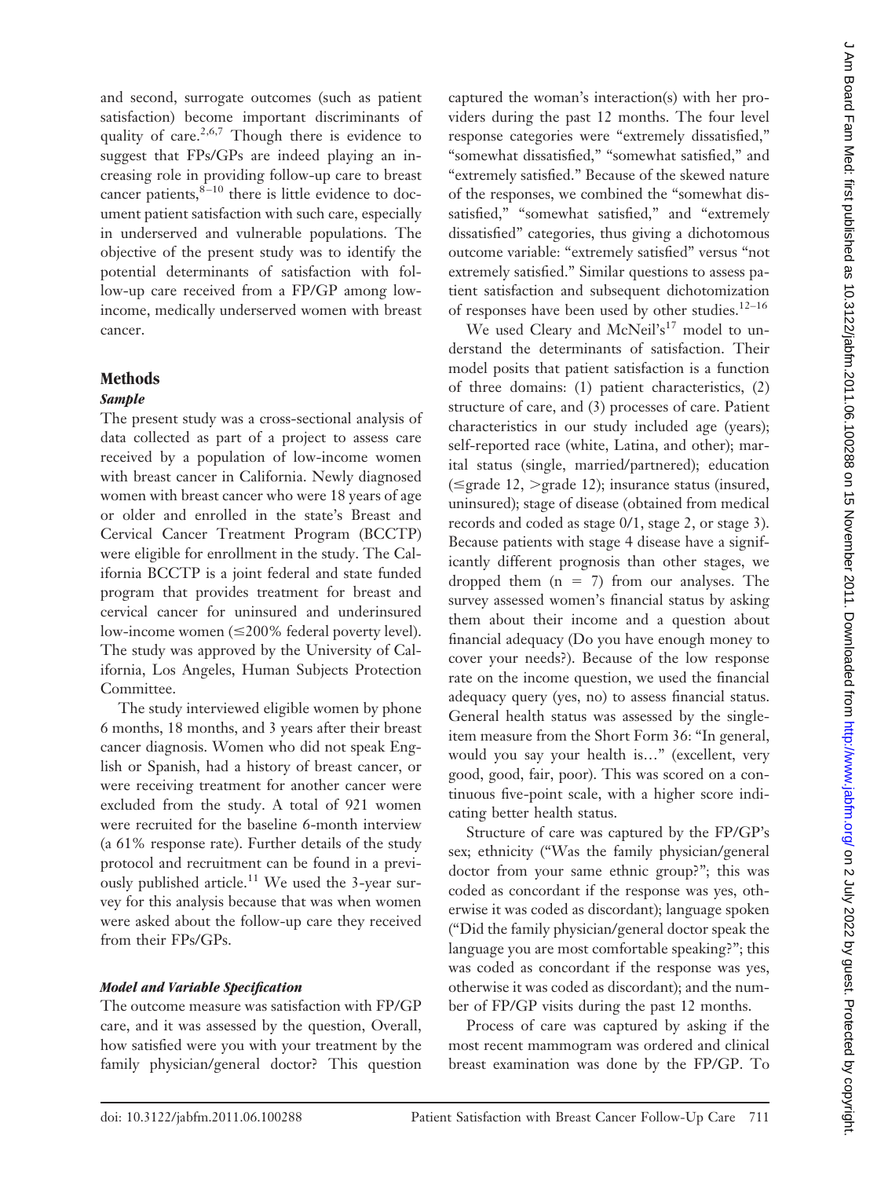and second, surrogate outcomes (such as patient satisfaction) become important discriminants of quality of care.[2,6,7] Though there is evidence to suggest that FPs/GPs are indeed playing an increasing role in providing follow-up care to breast cancer patients,[8–10] there is little evidence to document patient satisfaction with such care, especially in underserved and vulnerable populations. The objective of the present study was to identify the potential determinants of satisfaction with follow-up care received from a FP/GP among low-income, medically underserved women with breast cancer.

## Methods

### *Sample*

The present study was a cross-sectional analysis of data collected as part of a project to assess care received by a population of low-income women with breast cancer in California. Newly diagnosed women with breast cancer who were 18 years of age or older and enrolled in the state's Breast and Cervical Cancer Treatment Program (BCCTP) were eligible for enrollment in the study. The California BCCTP is a joint federal and state funded program that provides treatment for breast and cervical cancer for uninsured and underinsured low-income women (≤200% federal poverty level). The study was approved by the University of California, Los Angeles, Human Subjects Protection Committee.

The study interviewed eligible women by phone 6 months, 18 months, and 3 years after their breast cancer diagnosis. Women who did not speak English or Spanish, had a history of breast cancer, or were receiving treatment for another cancer were excluded from the study. A total of 921 women were recruited for the baseline 6-month interview (a 61% response rate). Further details of the study protocol and recruitment can be found in a previously published article.[11] We used the 3-year survey for this analysis because that was when women were asked about the follow-up care they received from their FPs/GPs.

### *Model and Variable Specification*

The outcome measure was satisfaction with FP/GP care, and it was assessed by the question, Overall, how satisfied were you with your treatment by the family physician/general doctor? This question captured the woman's interaction(s) with her providers during the past 12 months. The four level response categories were "extremely dissatisfied," "somewhat dissatisfied," "somewhat satisfied," and "extremely satisfied." Because of the skewed nature of the responses, we combined the "somewhat dissatisfied," "somewhat satisfied," and "extremely dissatisfied" categories, thus giving a dichotomous outcome variable: "extremely satisfied" versus "not extremely satisfied." Similar questions to assess patient satisfaction and subsequent dichotomization of responses have been used by other studies.[12–16]

We used Cleary and McNeil's[17] model to understand the determinants of satisfaction. Their model posits that patient satisfaction is a function of three domains: (1) patient characteristics, (2) structure of care, and (3) processes of care. Patient characteristics in our study included age (years); self-reported race (white, Latina, and other); marital status (single, married/partnered); education (≤grade 12, >grade 12); insurance status (insured, uninsured); stage of disease (obtained from medical records and coded as stage 0/1, stage 2, or stage 3). Because patients with stage 4 disease have a significantly different prognosis than other stages, we dropped them ($n = 7$) from our analyses. The survey assessed women's financial status by asking them about their income and a question about financial adequacy (Do you have enough money to cover your needs?). Because of the low response rate on the income question, we used the financial adequacy query (yes, no) to assess financial status. General health status was assessed by the single-item measure from the Short Form 36: "In general, would you say your health is…" (excellent, very good, good, fair, poor). This was scored on a continuous five-point scale, with a higher score indicating better health status.

Structure of care was captured by the FP/GP's sex; ethnicity ("Was the family physician/general doctor from your same ethnic group?"; this was coded as concordant if the response was yes, otherwise it was coded as discordant); language spoken ("Did the family physician/general doctor speak the language you are most comfortable speaking?"; this was coded as concordant if the response was yes, otherwise it was coded as discordant); and the number of FP/GP visits during the past 12 months.

Process of care was captured by asking if the most recent mammogram was ordered and clinical breast examination was done by the FP/GP. To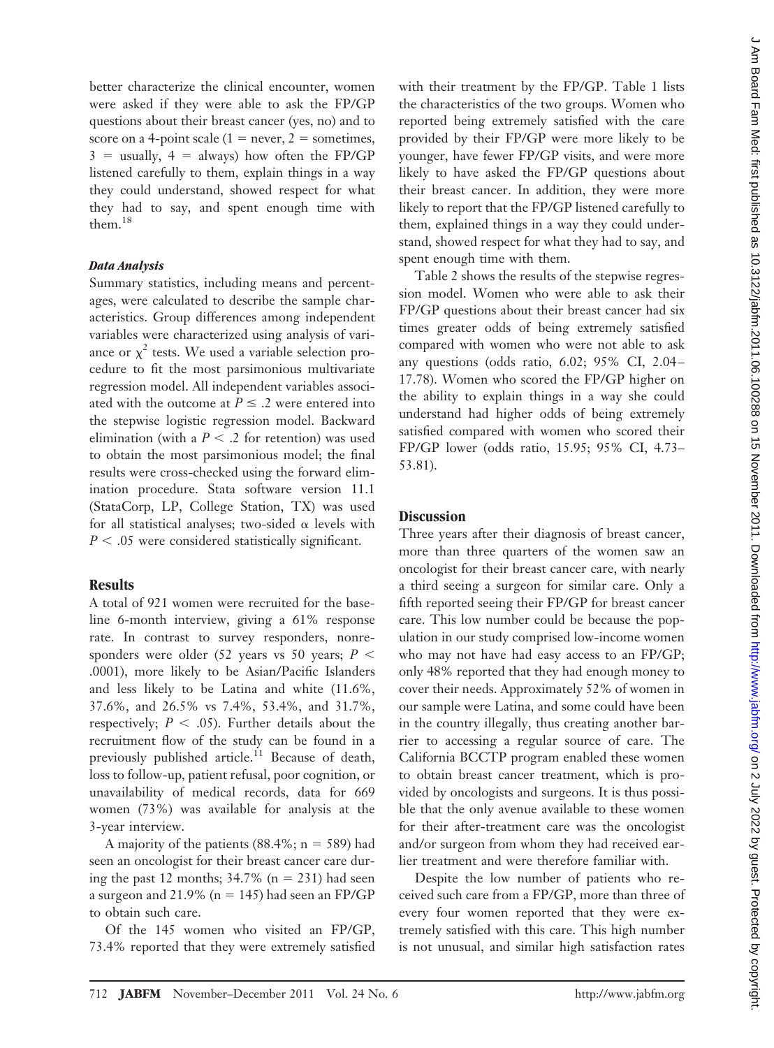better characterize the clinical encounter, women were asked if they were able to ask the FP/GP questions about their breast cancer (yes, no) and to score on a 4-point scale (1 = never, 2 = sometimes, 3 = usually, 4 = always) how often the FP/GP listened carefully to them, explain things in a way they could understand, showed respect for what they had to say, and spent enough time with them.[18]

#### *Data Analysis*

Summary statistics, including means and percentages, were calculated to describe the sample characteristics. Group differences among independent variables were characterized using analysis of variance or $\chi^2$ tests. We used a variable selection procedure to fit the most parsimonious multivariate regression model. All independent variables associated with the outcome at $P \leq .2$ were entered into the stepwise logistic regression model. Backward elimination (with a $P < .2$ for retention) was used to obtain the most parsimonious model; the final results were cross-checked using the forward elimination procedure. Stata software version 11.1 (StataCorp, LP, College Station, TX) was used for all statistical analyses; two-sided $\alpha$ levels with $P < .05$ were considered statistically significant.

## Results

A total of 921 women were recruited for the baseline 6-month interview, giving a 61% response rate. In contrast to survey responders, nonresponders were older (52 years vs 50 years; $P < .0001$), more likely to be Asian/Pacific Islanders and less likely to be Latina and white (11.6%, 37.6%, and 26.5% vs 7.4%, 53.4%, and 31.7%, respectively; $P < .05$). Further details about the recruitment flow of the study can be found in a previously published article.[11] Because of death, loss to follow-up, patient refusal, poor cognition, or unavailability of medical records, data for 669 women (73%) was available for analysis at the 3-year interview.

A majority of the patients (88.4%; n = 589) had seen an oncologist for their breast cancer care during the past 12 months; 34.7% (n = 231) had seen a surgeon and 21.9% (n = 145) had seen an FP/GP to obtain such care.

Of the 145 women who visited an FP/GP, 73.4% reported that they were extremely satisfied with their treatment by the FP/GP. Table 1 lists the characteristics of the two groups. Women who reported being extremely satisfied with the care provided by their FP/GP were more likely to be younger, have fewer FP/GP visits, and were more likely to have asked the FP/GP questions about their breast cancer. In addition, they were more likely to report that the FP/GP listened carefully to them, explained things in a way they could understand, showed respect for what they had to say, and spent enough time with them.

Table 2 shows the results of the stepwise regression model. Women who were able to ask their FP/GP questions about their breast cancer had six times greater odds of being extremely satisfied compared with women who were not able to ask any questions (odds ratio, 6.02; 95% CI, 2.04–17.78). Women who scored the FP/GP higher on the ability to explain things in a way she could understand had higher odds of being extremely satisfied compared with women who scored their FP/GP lower (odds ratio, 15.95; 95% CI, 4.73–53.81).

## Discussion

Three years after their diagnosis of breast cancer, more than three quarters of the women saw an oncologist for their breast cancer care, with nearly a third seeing a surgeon for similar care. Only a fifth reported seeing their FP/GP for breast cancer care. This low number could be because the population in our study comprised low-income women who may not have had easy access to an FP/GP; only 48% reported that they had enough money to cover their needs. Approximately 52% of women in our sample were Latina, and some could have been in the country illegally, thus creating another barrier to accessing a regular source of care. The California BCCTP program enabled these women to obtain breast cancer treatment, which is provided by oncologists and surgeons. It is thus possible that the only avenue available to these women for their after-treatment care was the oncologist and/or surgeon from whom they had received earlier treatment and were therefore familiar with.

Despite the low number of patients who received such care from a FP/GP, more than three of every four women reported that they were extremely satisfied with this care. This high number is not unusual, and similar high satisfaction rates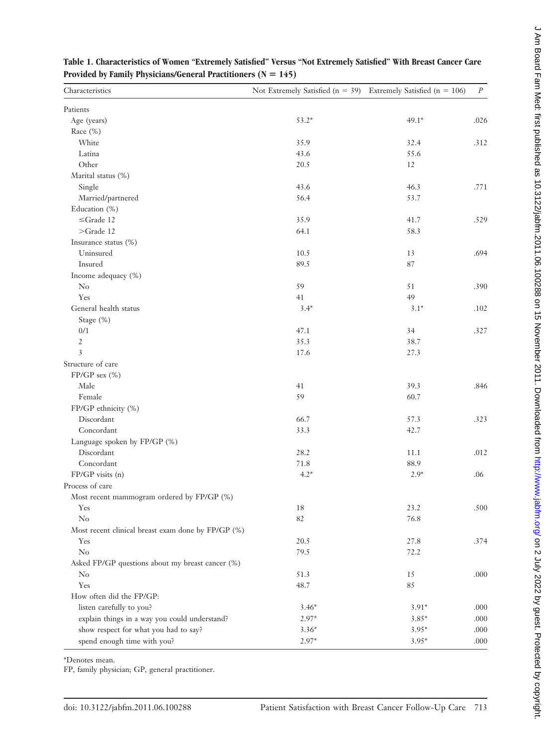**Table 1. Characteristics of Women "Extremely Satisfied" Versus "Not Extremely Satisfied" With Breast Cancer Care Provided by Family Physicians/General Practitioners (N = 145)**

| Characteristics | Not Extremely Satisfied (n = 39) | Extremely Satisfied (n = 106) | *P* |
|---|---|---|---|
| Patients | | | |
| Age (years) | 53.2* | 49.1* | .026 |
| Race (%) | | | |
| White | 35.9 | 32.4 | .312 |
| Latina | 43.6 | 55.6 | |
| Other | 20.5 | 12 | |
| Marital status (%) | | | |
| Single | 43.6 | 46.3 | .771 |
| Married/partnered | 56.4 | 53.7 | |
| Education (%) | | | |
| ≤Grade 12 | 35.9 | 41.7 | .529 |
| >Grade 12 | 64.1 | 58.3 | |
| Insurance status (%) | | | |
| Uninsured | 10.5 | 13 | .694 |
| Insured | 89.5 | 87 | |
| Income adequacy (%) | | | |
| No | 59 | 51 | .390 |
| Yes | 41 | 49 | |
| General health status | 3.4* | 3.1* | .102 |
| Stage (%) | | | |
| 0/1 | 47.1 | 34 | .327 |
| 2 | 35.3 | 38.7 | |
| 3 | 17.6 | 27.3 | |
| Structure of care | | | |
| FP/GP sex (%) | | | |
| Male | 41 | 39.3 | .846 |
| Female | 59 | 60.7 | |
| FP/GP ethnicity (%) | | | |
| Discordant | 66.7 | 57.3 | .323 |
| Concordant | 33.3 | 42.7 | |
| Language spoken by FP/GP (%) | | | |
| Discordant | 28.2 | 11.1 | .012 |
| Concordant | 71.8 | 88.9 | |
| FP/GP visits (n) | 4.2* | 2.9* | .06 |
| Process of care | | | |
| Most recent mammogram ordered by FP/GP (%) | | | |
| Yes | 18 | 23.2 | .500 |
| No | 82 | 76.8 | |
| Most recent clinical breast exam done by FP/GP (%) | | | |
| Yes | 20.5 | 27.8 | .374 |
| No | 79.5 | 72.2 | |
| Asked FP/GP questions about my breast cancer (%) | | | |
| No | 51.3 | 15 | .000 |
| Yes | 48.7 | 85 | |
| How often did the FP/GP: | | | |
| listen carefully to you? | 3.46* | 3.91* | .000 |
| explain things in a way you could understand? | 2.97* | 3.85* | .000 |
| show respect for what you had to say? | 3.36* | 3.95* | .000 |
| spend enough time with you? | 2.97* | 3.95* | .000 |

*Denotes mean.

FP, family physician; GP, general practitioner.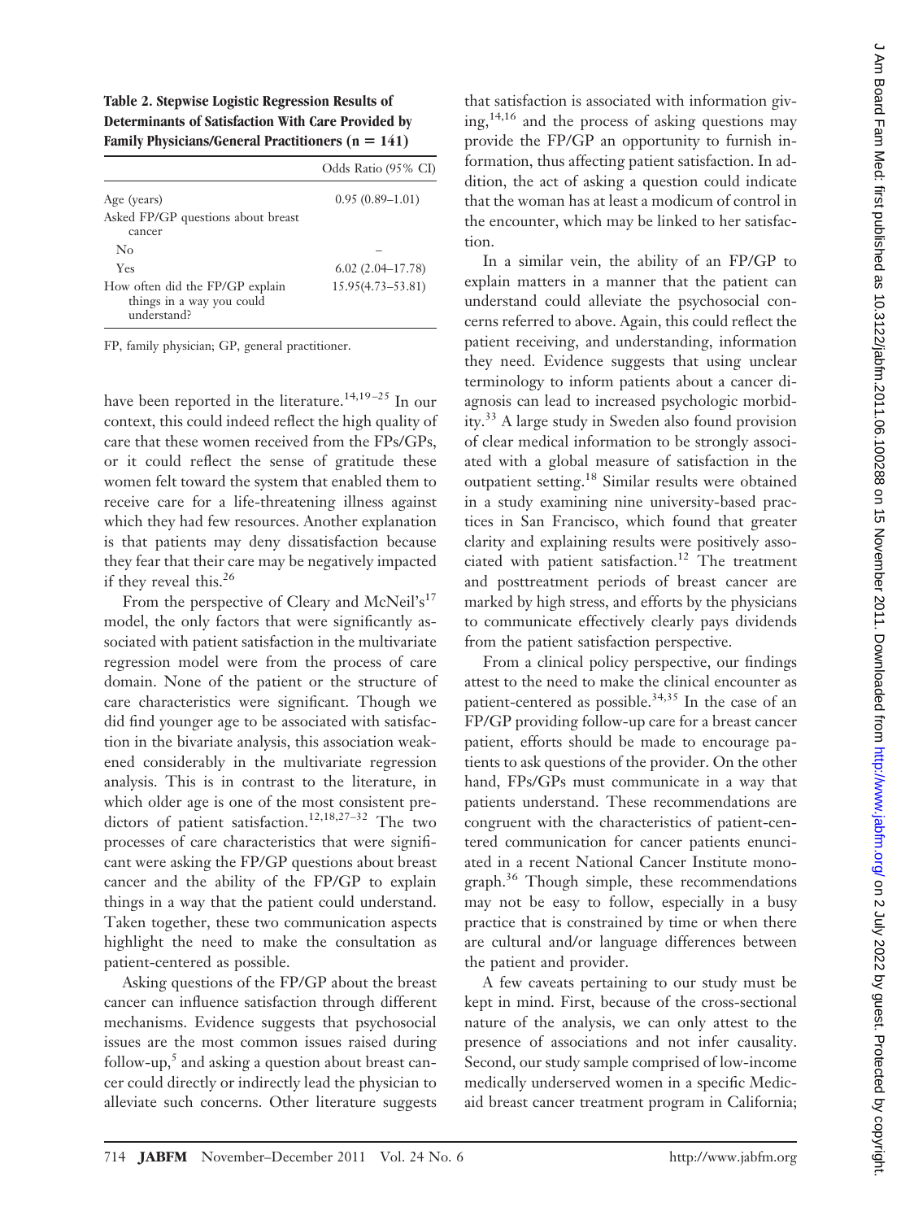**Table 2. Stepwise Logistic Regression Results of Determinants of Satisfaction With Care Provided by Family Physicians/General Practitioners (n = 141)**

| | Odds Ratio (95% CI) |
|---|---|
| Age (years) | 0.95 (0.89–1.01) |
| Asked FP/GP questions about breast cancer | |
| No | – |
| Yes | 6.02 (2.04–17.78) |
| How often did the FP/GP explain things in a way you could understand? | 15.95(4.73–53.81) |

FP, family physician; GP, general practitioner.

have been reported in the literature.[14,19–25] In our context, this could indeed reflect the high quality of care that these women received from the FPs/GPs, or it could reflect the sense of gratitude these women felt toward the system that enabled them to receive care for a life-threatening illness against which they had few resources. Another explanation is that patients may deny dissatisfaction because they fear that their care may be negatively impacted if they reveal this.[26]

From the perspective of Cleary and McNeil's[17] model, the only factors that were significantly associated with patient satisfaction in the multivariate regression model were from the process of care domain. None of the patient or the structure of care characteristics were significant. Though we did find younger age to be associated with satisfaction in the bivariate analysis, this association weakened considerably in the multivariate regression analysis. This is in contrast to the literature, in which older age is one of the most consistent predictors of patient satisfaction.[12,18,27–32] The two processes of care characteristics that were significant were asking the FP/GP questions about breast cancer and the ability of the FP/GP to explain things in a way that the patient could understand. Taken together, these two communication aspects highlight the need to make the consultation as patient-centered as possible.

Asking questions of the FP/GP about the breast cancer can influence satisfaction through different mechanisms. Evidence suggests that psychosocial issues are the most common issues raised during follow-up,[5] and asking a question about breast cancer could directly or indirectly lead the physician to alleviate such concerns. Other literature suggests that satisfaction is associated with information giving,[14,16] and the process of asking questions may provide the FP/GP an opportunity to furnish information, thus affecting patient satisfaction. In addition, the act of asking a question could indicate that the woman has at least a modicum of control in the encounter, which may be linked to her satisfaction.

In a similar vein, the ability of an FP/GP to explain matters in a manner that the patient can understand could alleviate the psychosocial concerns referred to above. Again, this could reflect the patient receiving, and understanding, information they need. Evidence suggests that using unclear terminology to inform patients about a cancer diagnosis can lead to increased psychologic morbidity.[33] A large study in Sweden also found provision of clear medical information to be strongly associated with a global measure of satisfaction in the outpatient setting.[18] Similar results were obtained in a study examining nine university-based practices in San Francisco, which found that greater clarity and explaining results were positively associated with patient satisfaction.[12] The treatment and posttreatment periods of breast cancer are marked by high stress, and efforts by the physicians to communicate effectively clearly pays dividends from the patient satisfaction perspective.

From a clinical policy perspective, our findings attest to the need to make the clinical encounter as patient-centered as possible.[34,35] In the case of an FP/GP providing follow-up care for a breast cancer patient, efforts should be made to encourage patients to ask questions of the provider. On the other hand, FPs/GPs must communicate in a way that patients understand. These recommendations are congruent with the characteristics of patient-centered communication for cancer patients enunciated in a recent National Cancer Institute monograph.[36] Though simple, these recommendations may not be easy to follow, especially in a busy practice that is constrained by time or when there are cultural and/or language differences between the patient and provider.

A few caveats pertaining to our study must be kept in mind. First, because of the cross-sectional nature of the analysis, we can only attest to the presence of associations and not infer causality. Second, our study sample comprised of low-income medically underserved women in a specific Medicaid breast cancer treatment program in California;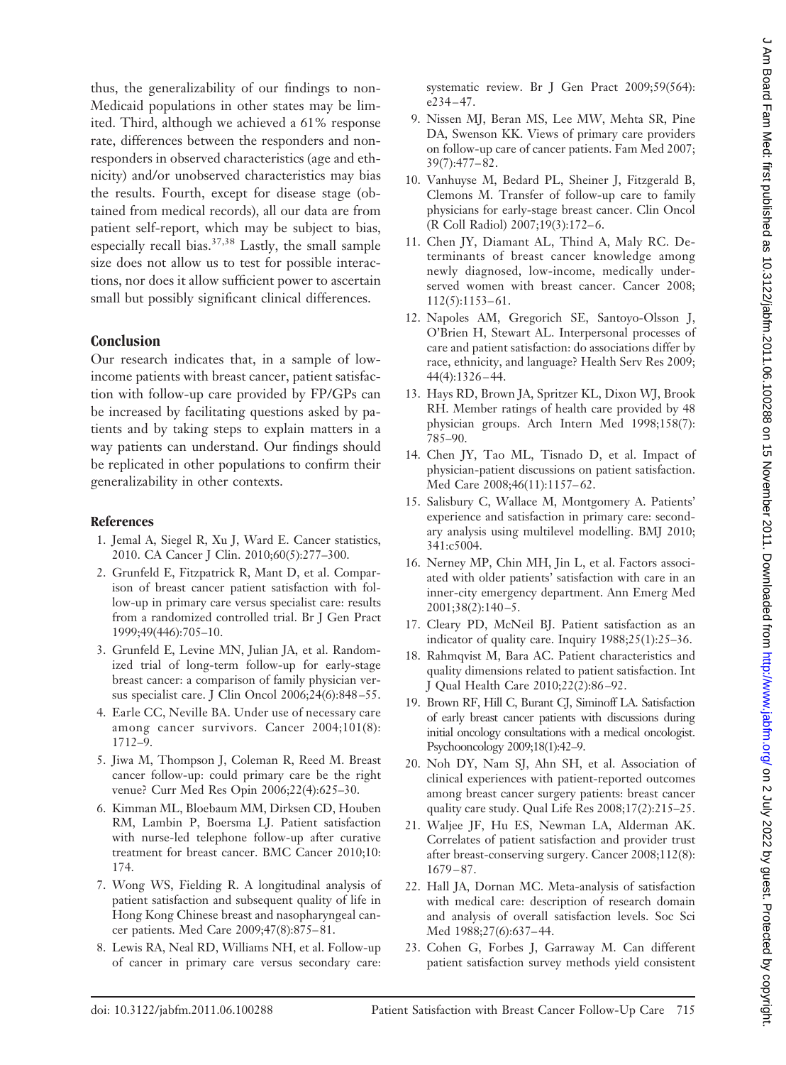thus, the generalizability of our findings to non-Medicaid populations in other states may be limited. Third, although we achieved a 61% response rate, differences between the responders and nonresponders in observed characteristics (age and ethnicity) and/or unobserved characteristics may bias the results. Fourth, except for disease stage (obtained from medical records), all our data are from patient self-report, which may be subject to bias, especially recall bias.[37,38] Lastly, the small sample size does not allow us to test for possible interactions, nor does it allow sufficient power to ascertain small but possibly significant clinical differences.

## Conclusion

Our research indicates that, in a sample of low-income patients with breast cancer, patient satisfaction with follow-up care provided by FP/GPs can be increased by facilitating questions asked by patients and by taking steps to explain matters in a way patients can understand. Our findings should be replicated in other populations to confirm their generalizability in other contexts.

## References

1. Jemal A, Siegel R, Xu J, Ward E. Cancer statistics, 2010. CA Cancer J Clin. 2010;60(5):277–300.
2. Grunfeld E, Fitzpatrick R, Mant D, et al. Comparison of breast cancer patient satisfaction with follow-up in primary care versus specialist care: results from a randomized controlled trial. Br J Gen Pract 1999;49(446):705–10.
3. Grunfeld E, Levine MN, Julian JA, et al. Randomized trial of long-term follow-up for early-stage breast cancer: a comparison of family physician versus specialist care. J Clin Oncol 2006;24(6):848–55.
4. Earle CC, Neville BA. Under use of necessary care among cancer survivors. Cancer 2004;101(8):1712–9.
5. Jiwa M, Thompson J, Coleman R, Reed M. Breast cancer follow-up: could primary care be the right venue? Curr Med Res Opin 2006;22(4):625–30.
6. Kimman ML, Bloebaum MM, Dirksen CD, Houben RM, Lambin P, Boersma LJ. Patient satisfaction with nurse-led telephone follow-up after curative treatment for breast cancer. BMC Cancer 2010;10:174.
7. Wong WS, Fielding R. A longitudinal analysis of patient satisfaction and subsequent quality of life in Hong Kong Chinese breast and nasopharyngeal cancer patients. Med Care 2009;47(8):875–81.
8. Lewis RA, Neal RD, Williams NH, et al. Follow-up of cancer in primary care versus secondary care: systematic review. Br J Gen Pract 2009;59(564):e234–47.
9. Nissen MJ, Beran MS, Lee MW, Mehta SR, Pine DA, Swenson KK. Views of primary care providers on follow-up care of cancer patients. Fam Med 2007;39(7):477–82.
10. Vanhuyse M, Bedard PL, Sheiner J, Fitzgerald B, Clemons M. Transfer of follow-up care to family physicians for early-stage breast cancer. Clin Oncol (R Coll Radiol) 2007;19(3):172–6.
11. Chen JY, Diamant AL, Thind A, Maly RC. Determinants of breast cancer knowledge among newly diagnosed, low-income, medically underserved women with breast cancer. Cancer 2008;112(5):1153–61.
12. Napoles AM, Gregorich SE, Santoyo-Olsson J, O'Brien H, Stewart AL. Interpersonal processes of care and patient satisfaction: do associations differ by race, ethnicity, and language? Health Serv Res 2009;44(4):1326–44.
13. Hays RD, Brown JA, Spritzer KL, Dixon WJ, Brook RH. Member ratings of health care provided by 48 physician groups. Arch Intern Med 1998;158(7):785–90.
14. Chen JY, Tao ML, Tisnado D, et al. Impact of physician-patient discussions on patient satisfaction. Med Care 2008;46(11):1157–62.
15. Salisbury C, Wallace M, Montgomery A. Patients' experience and satisfaction in primary care: secondary analysis using multilevel modelling. BMJ 2010;341:c5004.
16. Nerney MP, Chin MH, Jin L, et al. Factors associated with older patients' satisfaction with care in an inner-city emergency department. Ann Emerg Med 2001;38(2):140–5.
17. Cleary PD, McNeil BJ. Patient satisfaction as an indicator of quality care. Inquiry 1988;25(1):25–36.
18. Rahmqvist M, Bara AC. Patient characteristics and quality dimensions related to patient satisfaction. Int J Qual Health Care 2010;22(2):86–92.
19. Brown RF, Hill C, Burant CJ, Siminoff LA. Satisfaction of early breast cancer patients with discussions during initial oncology consultations with a medical oncologist. Psychooncology 2009;18(1):42–9.
20. Noh DY, Nam SJ, Ahn SH, et al. Association of clinical experiences with patient-reported outcomes among breast cancer surgery patients: breast cancer quality care study. Qual Life Res 2008;17(2):215–25.
21. Waljee JF, Hu ES, Newman LA, Alderman AK. Correlates of patient satisfaction and provider trust after breast-conserving surgery. Cancer 2008;112(8):1679–87.
22. Hall JA, Dornan MC. Meta-analysis of satisfaction with medical care: description of research domain and analysis of overall satisfaction levels. Soc Sci Med 1988;27(6):637–44.
23. Cohen G, Forbes J, Garraway M. Can different patient satisfaction survey methods yield consistent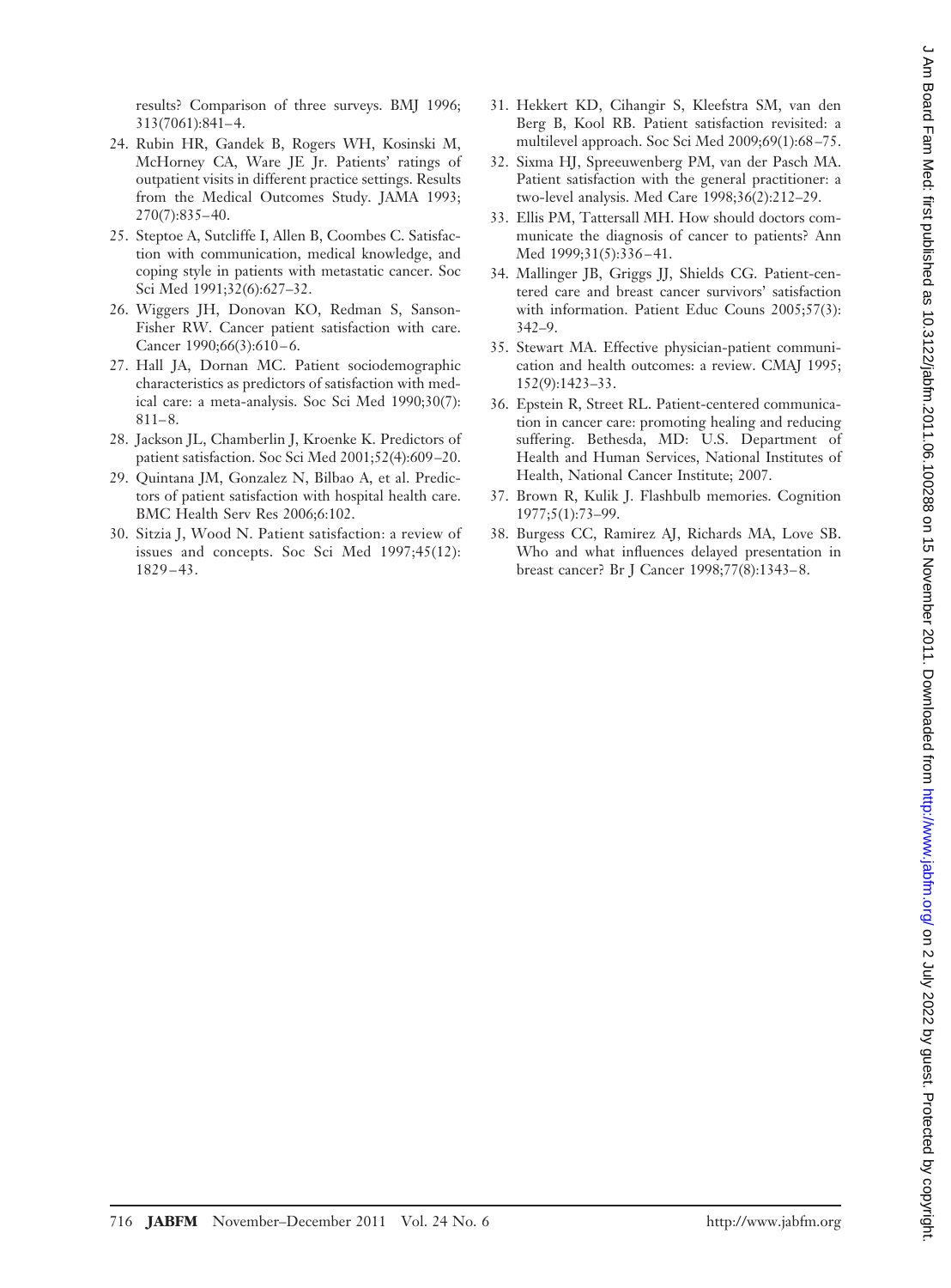results? Comparison of three surveys. BMJ 1996; 313(7061):841–4.

24. Rubin HR, Gandek B, Rogers WH, Kosinski M, McHorney CA, Ware JE Jr. Patients' ratings of outpatient visits in different practice settings. Results from the Medical Outcomes Study. JAMA 1993; 270(7):835–40.
25. Steptoe A, Sutcliffe I, Allen B, Coombes C. Satisfaction with communication, medical knowledge, and coping style in patients with metastatic cancer. Soc Sci Med 1991;32(6):627–32.
26. Wiggers JH, Donovan KO, Redman S, Sanson-Fisher RW. Cancer patient satisfaction with care. Cancer 1990;66(3):610–6.
27. Hall JA, Dornan MC. Patient sociodemographic characteristics as predictors of satisfaction with medical care: a meta-analysis. Soc Sci Med 1990;30(7): 811–8.
28. Jackson JL, Chamberlin J, Kroenke K. Predictors of patient satisfaction. Soc Sci Med 2001;52(4):609–20.
29. Quintana JM, Gonzalez N, Bilbao A, et al. Predictors of patient satisfaction with hospital health care. BMC Health Serv Res 2006;6:102.
30. Sitzia J, Wood N. Patient satisfaction: a review of issues and concepts. Soc Sci Med 1997;45(12): 1829–43.
31. Hekkert KD, Cihangir S, Kleefstra SM, van den Berg B, Kool RB. Patient satisfaction revisited: a multilevel approach. Soc Sci Med 2009;69(1):68–75.
32. Sixma HJ, Spreeuwenberg PM, van der Pasch MA. Patient satisfaction with the general practitioner: a two-level analysis. Med Care 1998;36(2):212–29.
33. Ellis PM, Tattersall MH. How should doctors communicate the diagnosis of cancer to patients? Ann Med 1999;31(5):336–41.
34. Mallinger JB, Griggs JJ, Shields CG. Patient-centered care and breast cancer survivors' satisfaction with information. Patient Educ Couns 2005;57(3): 342–9.
35. Stewart MA. Effective physician-patient communication and health outcomes: a review. CMAJ 1995; 152(9):1423–33.
36. Epstein R, Street RL. Patient-centered communication in cancer care: promoting healing and reducing suffering. Bethesda, MD: U.S. Department of Health and Human Services, National Institutes of Health, National Cancer Institute; 2007.
37. Brown R, Kulik J. Flashbulb memories. Cognition 1977;5(1):73–99.
38. Burgess CC, Ramirez AJ, Richards MA, Love SB. Who and what influences delayed presentation in breast cancer? Br J Cancer 1998;77(8):1343–8.